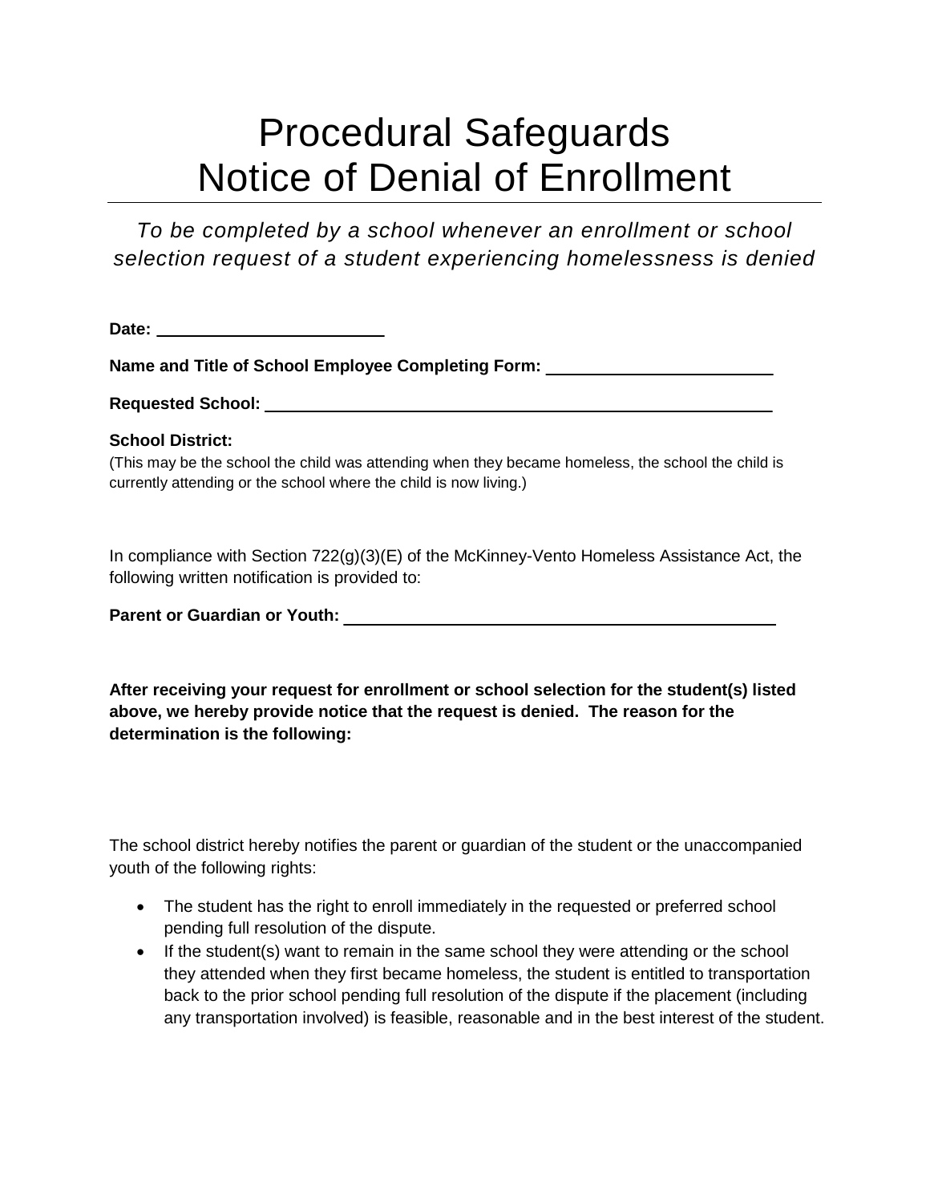# Procedural Safeguards
# Notice of Denial of Enrollment

*To be completed by a school whenever an enrollment or school selection request of a student experiencing homelessness is denied*

**Date:** ________________________

**Name and Title of School Employee Completing Form:** ________________________

**Requested School:** ________________________________________________

**School District:**

(This may be the school the child was attending when they became homeless, the school the child is currently attending or the school where the child is now living.)

In compliance with Section 722(g)(3)(E) of the McKinney-Vento Homeless Assistance Act, the following written notification is provided to:

**Parent or Guardian or Youth:** ________________________________________________

**After receiving your request for enrollment or school selection for the student(s) listed above, we hereby provide notice that the request is denied. The reason for the determination is the following:**

The school district hereby notifies the parent or guardian of the student or the unaccompanied youth of the following rights:

- The student has the right to enroll immediately in the requested or preferred school pending full resolution of the dispute.
- If the student(s) want to remain in the same school they were attending or the school they attended when they first became homeless, the student is entitled to transportation back to the prior school pending full resolution of the dispute if the placement (including any transportation involved) is feasible, reasonable and in the best interest of the student.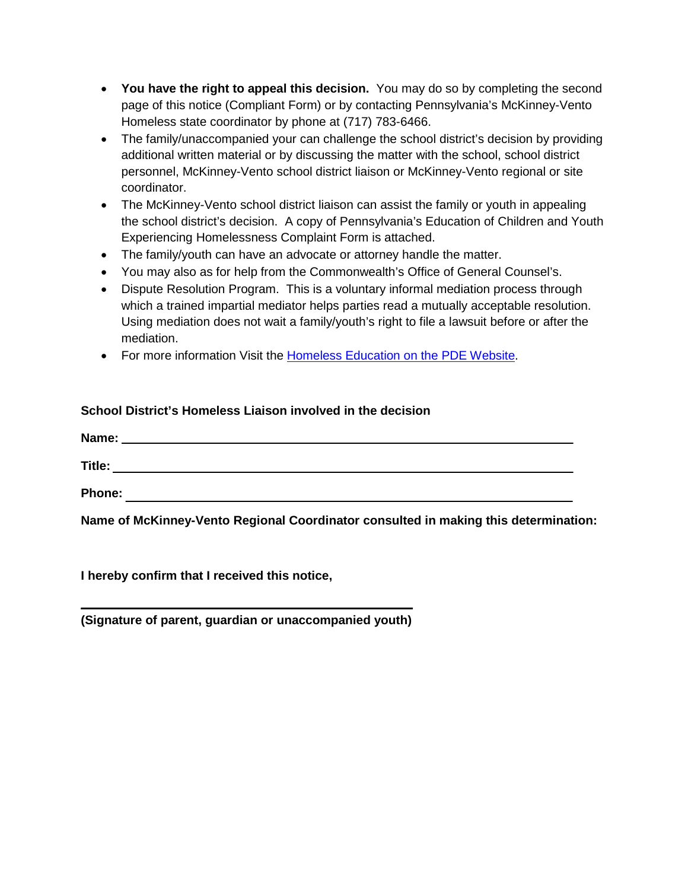- **You have the right to appeal this decision.** You may do so by completing the second page of this notice (Compliant Form) or by contacting Pennsylvania's McKinney-Vento Homeless state coordinator by phone at (717) 783-6466.
- The family/unaccompanied your can challenge the school district's decision by providing additional written material or by discussing the matter with the school, school district personnel, McKinney-Vento school district liaison or McKinney-Vento regional or site coordinator.
- The McKinney-Vento school district liaison can assist the family or youth in appealing the school district's decision. A copy of Pennsylvania's Education of Children and Youth Experiencing Homelessness Complaint Form is attached.
- The family/youth can have an advocate or attorney handle the matter.
- You may also as for help from the Commonwealth's Office of General Counsel's.
- Dispute Resolution Program. This is a voluntary informal mediation process through which a trained impartial mediator helps parties read a mutually acceptable resolution. Using mediation does not wait a family/youth's right to file a lawsuit before or after the mediation.
- For more information Visit the [Homeless Education on the PDE Website](Homeless Education on the PDE Website).

**School District's Homeless Liaison involved in the decision**

**Name:** ______________________________________________

**Title:** ______________________________________________

**Phone:** ______________________________________________

**Name of McKinney-Vento Regional Coordinator consulted in making this determination:**

**I hereby confirm that I received this notice,**

______________________________________________

**(Signature of parent, guardian or unaccompanied youth)**